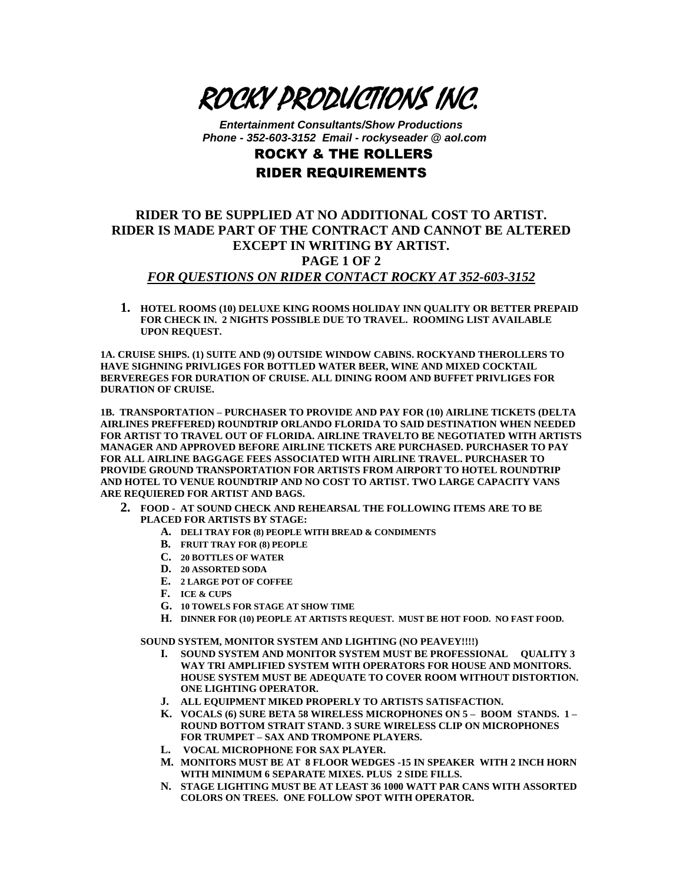# ROCKY PRODUCTIONS INC.

***Entertainment Consultants/Show Productions***
***Phone - 352-603-3152 Email - rockyseader @ aol.com***

## ROCKY & THE ROLLERS
## RIDER REQUIREMENTS

**RIDER TO BE SUPPLIED AT NO ADDITIONAL COST TO ARTIST.**
**RIDER IS MADE PART OF THE CONTRACT AND CANNOT BE ALTERED EXCEPT IN WRITING BY ARTIST.**
**PAGE 1 OF 2**
***FOR QUESTIONS ON RIDER CONTACT ROCKY AT 352-603-3152***

1. **HOTEL ROOMS (10) DELUXE KING ROOMS HOLIDAY INN QUALITY OR BETTER PREPAID FOR CHECK IN. 2 NIGHTS POSSIBLE DUE TO TRAVEL. ROOMING LIST AVAILABLE UPON REQUEST.**

**1A. CRUISE SHIPS. (1) SUITE AND (9) OUTSIDE WINDOW CABINS. ROCKYAND THEROLLERS TO HAVE SIGHNING PRIVLIGES FOR BOTTLED WATER BEER, WINE AND MIXED COCKTAIL BERVEREGES FOR DURATION OF CRUISE. ALL DINING ROOM AND BUFFET PRIVLIGES FOR DURATION OF CRUISE.**

**1B. TRANSPORTATION – PURCHASER TO PROVIDE AND PAY FOR (10) AIRLINE TICKETS (DELTA AIRLINES PREFFERED) ROUNDTRIP ORLANDO FLORIDA TO SAID DESTINATION WHEN NEEDED FOR ARTIST TO TRAVEL OUT OF FLORIDA. AIRLINE TRAVELTO BE NEGOTIATED WITH ARTISTS MANAGER AND APPROVED BEFORE AIRLINE TICKETS ARE PURCHASED. PURCHASER TO PAY FOR ALL AIRLINE BAGGAGE FEES ASSOCIATED WITH AIRLINE TRAVEL. PURCHASER TO PROVIDE GROUND TRANSPORTATION FOR ARTISTS FROM AIRPORT TO HOTEL ROUNDTRIP AND HOTEL TO VENUE ROUNDTRIP AND NO COST TO ARTIST. TWO LARGE CAPACITY VANS ARE REQUIERED FOR ARTIST AND BAGS.**

2. **FOOD - AT SOUND CHECK AND REHEARSAL THE FOLLOWING ITEMS ARE TO BE PLACED FOR ARTISTS BY STAGE:**
   - **A. DELI TRAY FOR (8) PEOPLE WITH BREAD & CONDIMENTS**
   - **B. FRUIT TRAY FOR (8) PEOPLE**
   - **C. 20 BOTTLES OF WATER**
   - **D. 20 ASSORTED SODA**
   - **E. 2 LARGE POT OF COFFEE**
   - **F. ICE & CUPS**
   - **G. 10 TOWELS FOR STAGE AT SHOW TIME**
   - **H. DINNER FOR (10) PEOPLE AT ARTISTS REQUEST. MUST BE HOT FOOD. NO FAST FOOD.**

**SOUND SYSTEM, MONITOR SYSTEM AND LIGHTING (NO PEAVEY!!!!)**

- **I. SOUND SYSTEM AND MONITOR SYSTEM MUST BE PROFESSIONAL QUALITY 3 WAY TRI AMPLIFIED SYSTEM WITH OPERATORS FOR HOUSE AND MONITORS. HOUSE SYSTEM MUST BE ADEQUATE TO COVER ROOM WITHOUT DISTORTION. ONE LIGHTING OPERATOR.**
- **J. ALL EQUIPMENT MIKED PROPERLY TO ARTISTS SATISFACTION.**
- **K. VOCALS (6) SURE BETA 58 WIRELESS MICROPHONES ON 5 – BOOM STANDS. 1 – ROUND BOTTOM STRAIT STAND. 3 SURE WIRELESS CLIP ON MICROPHONES FOR TRUMPET – SAX AND TROMPONE PLAYERS.**
- **L. VOCAL MICROPHONE FOR SAX PLAYER.**
- **M. MONITORS MUST BE AT 8 FLOOR WEDGES -15 IN SPEAKER WITH 2 INCH HORN WITH MINIMUM 6 SEPARATE MIXES. PLUS 2 SIDE FILLS.**
- **N. STAGE LIGHTING MUST BE AT LEAST 36 1000 WATT PAR CANS WITH ASSORTED COLORS ON TREES. ONE FOLLOW SPOT WITH OPERATOR.**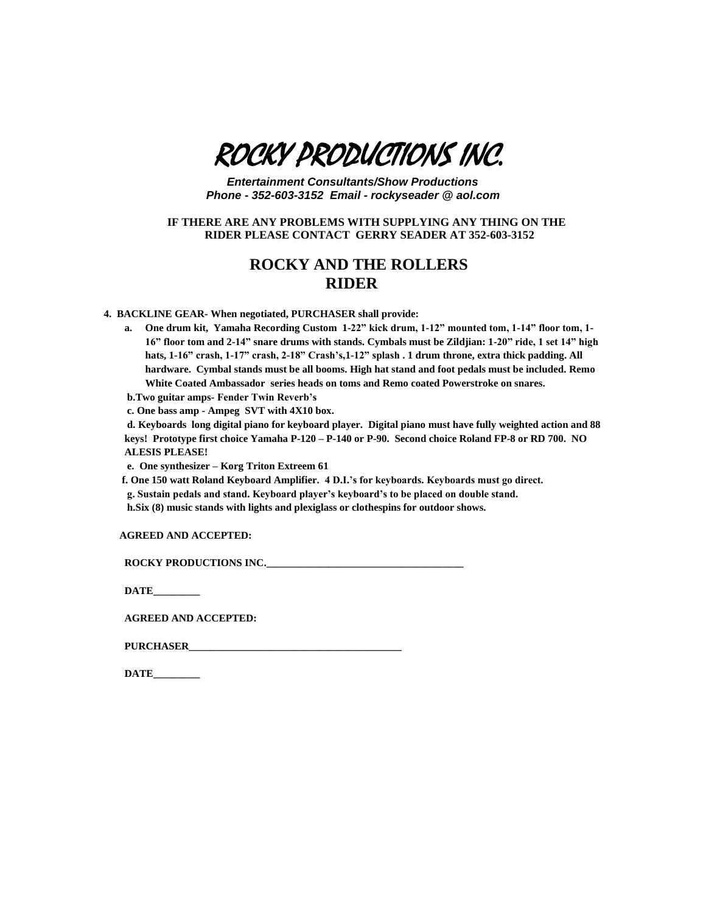# ROCKY PRODUCTIONS INC.

*Entertainment Consultants/Show Productions*
*Phone - 352-603-3152 Email - rockyseader @ aol.com*

**IF THERE ARE ANY PROBLEMS WITH SUPPLYING ANY THING ON THE RIDER PLEASE CONTACT GERRY SEADER AT 352-603-3152**

## ROCKY AND THE ROLLERS
## RIDER

**4. BACKLINE GEAR- When negotiated, PURCHASER shall provide:**

**a. One drum kit, Yamaha Recording Custom 1-22" kick drum, 1-12" mounted tom, 1-14" floor tom, 1-16" floor tom and 2-14" snare drums with stands. Cymbals must be Zildjian: 1-20" ride, 1 set 14" high hats, 1-16" crash, 1-17" crash, 2-18" Crash's,1-12" splash . 1 drum throne, extra thick padding. All hardware. Cymbal stands must be all booms. High hat stand and foot pedals must be included. Remo White Coated Ambassador series heads on toms and Remo coated Powerstroke on snares.**

**b.Two guitar amps- Fender Twin Reverb's**

**c. One bass amp - Ampeg SVT with 4X10 box.**

**d. Keyboards long digital piano for keyboard player. Digital piano must have fully weighted action and 88 keys! Prototype first choice Yamaha P-120 – P-140 or P-90. Second choice Roland FP-8 or RD 700. NO ALESIS PLEASE!**

**e. One synthesizer – Korg Triton Extreem 61**

**f. One 150 watt Roland Keyboard Amplifier. 4 D.I.'s for keyboards. Keyboards must go direct.**

**g. Sustain pedals and stand. Keyboard player's keyboard's to be placed on double stand.**

**h.Six (8) music stands with lights and plexiglass or clothespins for outdoor shows.**

**AGREED AND ACCEPTED:**

**ROCKY PRODUCTIONS INC.\_\_\_\_\_\_\_\_\_\_\_\_\_\_\_\_\_\_\_\_\_\_\_\_\_\_\_\_\_\_\_\_\_\_\_\_\_\_\_**

**DATE\_\_\_\_\_\_\_\_\_**

**AGREED AND ACCEPTED:**

**PURCHASER\_\_\_\_\_\_\_\_\_\_\_\_\_\_\_\_\_\_\_\_\_\_\_\_\_\_\_\_\_\_\_\_\_\_\_\_\_\_\_\_\_\_**

**DATE\_\_\_\_\_\_\_\_\_**